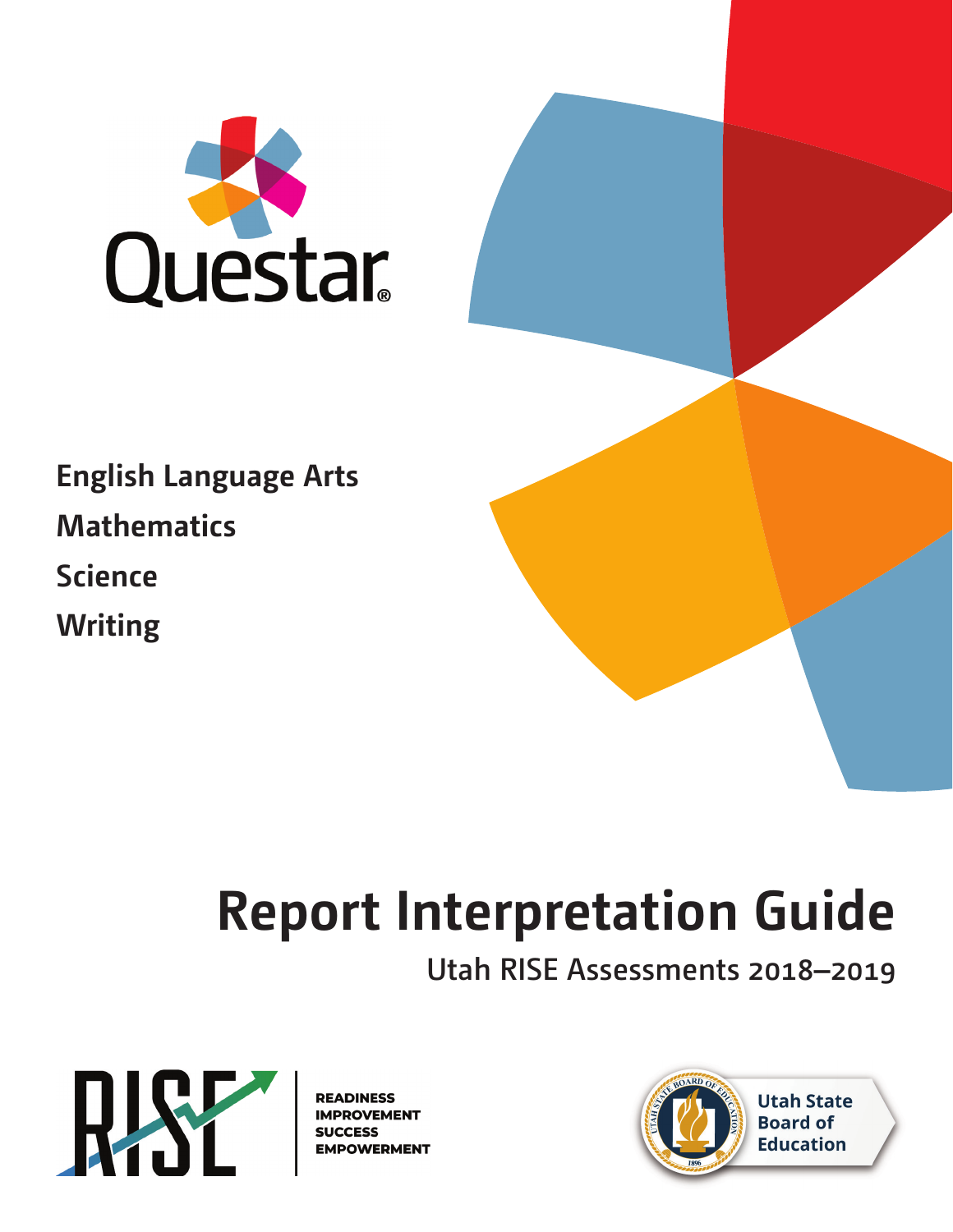Questar®

**English Language Arts**

**Mathematics**

**Science**

**Writing**

# Report Interpretation Guide

Utah RISE Assessments 2018–2019

RISE

READINESS
IMPROVEMENT
SUCCESS
EMPOWERMENT

Utah State Board of Education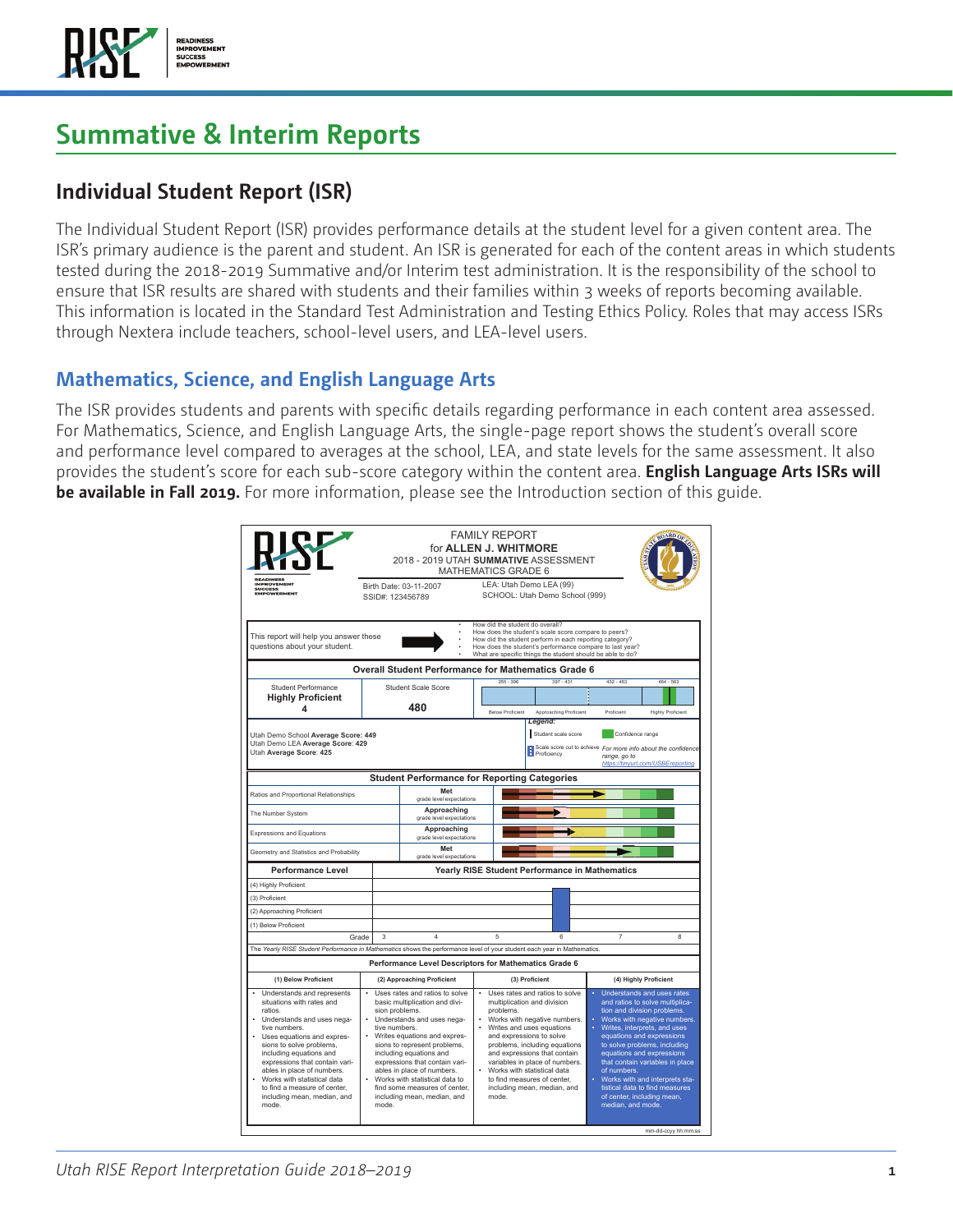# Summative & Interim Reports

## Individual Student Report (ISR)

The Individual Student Report (ISR) provides performance details at the student level for a given content area. The ISR's primary audience is the parent and student. An ISR is generated for each of the content areas in which students tested during the 2018-2019 Summative and/or Interim test administration. It is the responsibility of the school to ensure that ISR results are shared with students and their families within 3 weeks of reports becoming available. This information is located in the Standard Test Administration and Testing Ethics Policy. Roles that may access ISRs through Nextera include teachers, school-level users, and LEA-level users.

### Mathematics, Science, and English Language Arts

The ISR provides students and parents with specific details regarding performance in each content area assessed. For Mathematics, Science, and English Language Arts, the single-page report shows the student's overall score and performance level compared to averages at the school, LEA, and state levels for the same assessment. It also provides the student's score for each sub-score category within the content area. **English Language Arts ISRs will be available in Fall 2019.** For more information, please see the Introduction section of this guide.

FAMILY REPORT
for **ALLEN J. WHITMORE**
2018 - 2019 UTAH **SUMMATIVE** ASSESSMENT
MATHEMATICS GRADE 6

Birth Date: 03-11-2007
SSID#: 123456789

LEA: Utah Demo LEA (99)
SCHOOL: Utah Demo School (999)

This report will help you answer these questions about your student.

- How did the student do overall?
- How does the student's scale score compare to peers?
- How did the student perform in each reporting category?
- How does the student's performance compare to last year?
- What are specific things the student should be able to do?

**Overall Student Performance for Mathematics Grade 6**

| Student Performance | Student Scale Score |
|---|---|
| **Highly Proficient** **4** | **480** |

Score ranges: Below Proficient 255 - 396; Approaching Proficient 397 - 431; Proficient 432 - 463; Highly Proficient 464 - 563

Utah Demo School **Average Score: 449**
Utah Demo LEA **Average Score: 429**
Utah **Average Score: 425**

*Legend:* Student scale score; Confidence range; Scale score cut to achieve Proficiency. *For more info about the confidence range, go to https://tinyurl.com/USBEreporting*

**Student Performance for Reporting Categories**

| Reporting Category | Performance |
|---|---|
| Ratios and Proportional Relationships | **Met** grade level expectations |
| The Number System | **Approaching** grade level expectations |
| Expressions and Equations | **Approaching** grade level expectations |
| Geometry and Statistics and Probability | **Met** grade level expectations |

**Yearly RISE Student Performance in Mathematics**

| Performance Level | Grade 3 | Grade 4 | Grade 5 | Grade 6 | Grade 7 | Grade 8 |
|---|---|---|---|---|---|---|
| (4) Highly Proficient | | | | ■ | | |
| (3) Proficient | | | | | | |
| (2) Approaching Proficient | | | | | | |
| (1) Below Proficient | | | | | | |

The *Yearly RISE Student Performance in Mathematics* shows the performance level of your student each year in Mathematics.

**Performance Level Descriptors for Mathematics Grade 6**

| (1) Below Proficient | (2) Approaching Proficient | (3) Proficient | (4) Highly Proficient |
|---|---|---|---|
| • Understands and represents situations with rates and ratios. • Understands and uses negative numbers. • Uses equations and expressions to solve problems, including equations and expressions that contain variables in place of numbers. • Works with statistical data to find a measure of center, including mean, median, and mode. | • Uses rates and ratios to solve basic multiplication and division problems. • Understands and uses negative numbers. • Writes equations and expressions to represent problems, including equations and expressions that contain variables in place of numbers. • Works with statistical data to find some measures of center, including mean, median, and mode. | • Uses rates and ratios to solve multiplication and division problems. • Works with negative numbers. • Writes and uses equations and expressions to solve problems, including equations and expressions that contain variables in place of numbers. • Works with statistical data to find measures of center, including mean, median, and mode. | • Understands and uses rates and ratios to solve multiplication and division problems. • Works with negative numbers. • Writes, interprets, and uses equations and expressions to solve problems, including equations and expressions that contain variables in place of numbers. • Works with and interprets statistical data to find measures of center, including mean, median, and mode. |

mm-dd-ccyy hh:mm:ss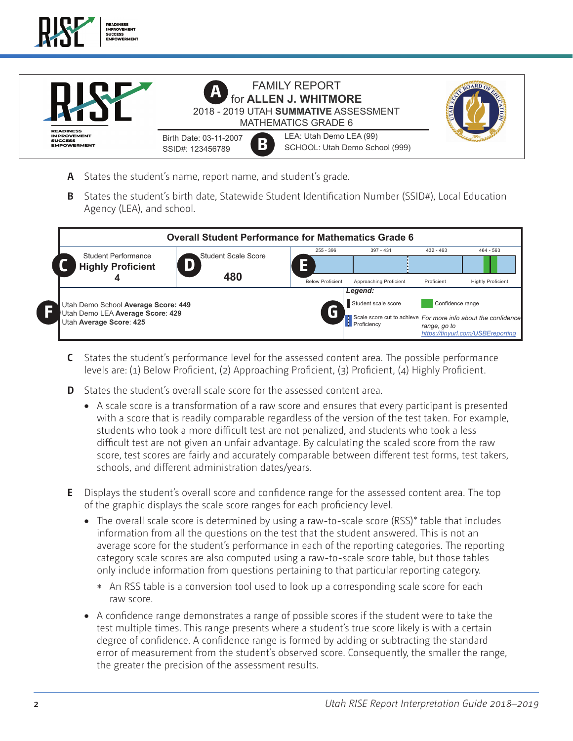## FAMILY REPORT for ALLEN J. WHITMORE

**A** FAMILY REPORT for **ALLEN J. WHITMORE**
2018 - 2019 UTAH **SUMMATIVE** ASSESSMENT
MATHEMATICS GRADE 6

**B** Birth Date: 03-11-2007
SSID#: 123456789
LEA: Utah Demo LEA (99)
SCHOOL: Utah Demo School (999)

**A** States the student's name, report name, and student's grade.

**B** States the student's birth date, Statewide Student Identification Number (SSID#), Local Education Agency (LEA), and school.

### Overall Student Performance for Mathematics Grade 6

| **C** Student Performance | **D** Student Scale Score | **E** 255 - 396 Below Proficient | 397 - 431 Approaching Proficient | 432 - 463 Proficient | 464 - 563 Highly Proficient |
|---|---|---|---|---|---|
| **Highly Proficient** 4 | **480** | | | | |

**F** Utah Demo School **Average Score: 449**
Utah Demo LEA **Average Score**: **429**
Utah **Average Score**: **425**

**G** *Legend:*
- Student scale score
- Confidence range
- Scale score cut to achieve Proficiency
- *For more info about the confidence range, go to https://tinyurl.com/USBEreporting*

**C** States the student's performance level for the assessed content area. The possible performance levels are: (1) Below Proficient, (2) Approaching Proficient, (3) Proficient, (4) Highly Proficient.

**D** States the student's overall scale score for the assessed content area.

- A scale score is a transformation of a raw score and ensures that every participant is presented with a score that is readily comparable regardless of the version of the test taken. For example, students who took a more difficult test are not penalized, and students who took a less difficult test are not given an unfair advantage. By calculating the scaled score from the raw score, test scores are fairly and accurately comparable between different test forms, test takers, schools, and different administration dates/years.

**E** Displays the student's overall score and confidence range for the assessed content area. The top of the graphic displays the scale score ranges for each proficiency level.

- The overall scale score is determined by using a raw-to-scale score (RSS)* table that includes information from all the questions on the test that the student answered. This is not an average score for the student's performance in each of the reporting categories. The reporting category scale scores are also computed using a raw-to-scale score table, but those tables only include information from questions pertaining to that particular reporting category.
  - \* An RSS table is a conversion tool used to look up a corresponding scale score for each raw score.
- A confidence range demonstrates a range of possible scores if the student were to take the test multiple times. This range presents where a student's true score likely is with a certain degree of confidence. A confidence range is formed by adding or subtracting the standard error of measurement from the student's observed score. Consequently, the smaller the range, the greater the precision of the assessment results.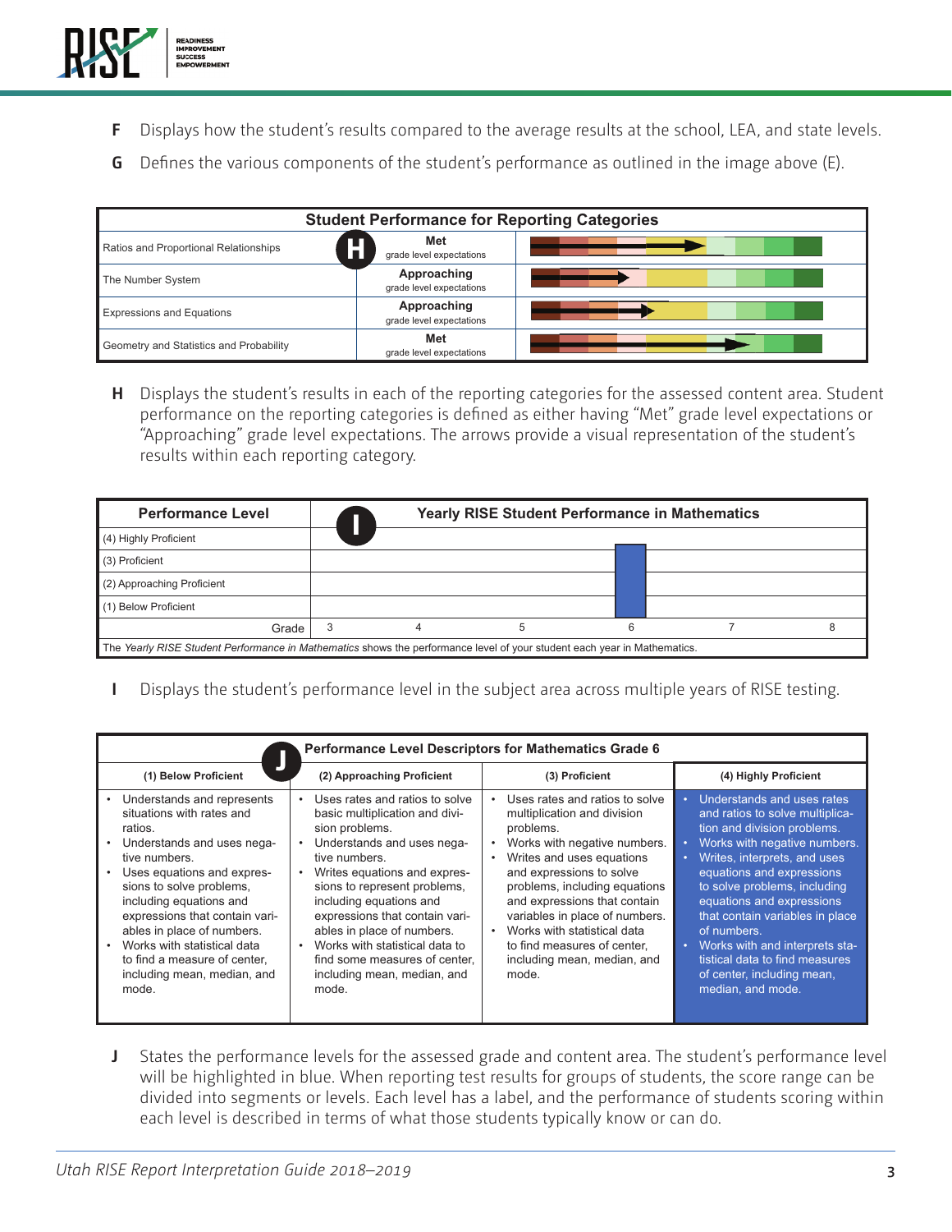**F** Displays how the student's results compared to the average results at the school, LEA, and state levels.

**G** Defines the various components of the student's performance as outlined in the image above (E).

| Student Performance for Reporting Categories | | |
|---|---|---|
| Ratios and Proportional Relationships | **Met** grade level expectations | |
| The Number System | **Approaching** grade level expectations | |
| Expressions and Equations | **Approaching** grade level expectations | |
| Geometry and Statistics and Probability | **Met** grade level expectations | |

**H** Displays the student's results in each of the reporting categories for the assessed content area. Student performance on the reporting categories is defined as either having "Met" grade level expectations or "Approaching" grade level expectations. The arrows provide a visual representation of the student's results within each reporting category.

| Performance Level | Yearly RISE Student Performance in Mathematics | | | | | |
|---|---|---|---|---|---|---|
| (4) Highly Proficient | | | | | | |
| (3) Proficient | | | | | | |
| (2) Approaching Proficient | | | | | | |
| (1) Below Proficient | | | | | | |
| Grade | 3 | 4 | 5 | 6 | 7 | 8 |

The *Yearly RISE Student Performance in Mathematics* shows the performance level of your student each year in Mathematics.

**I** Displays the student's performance level in the subject area across multiple years of RISE testing.

| Performance Level Descriptors for Mathematics Grade 6 | | | |
|---|---|---|---|
| **(1) Below Proficient** | **(2) Approaching Proficient** | **(3) Proficient** | **(4) Highly Proficient** |
| • Understands and represents situations with rates and ratios.<br>• Understands and uses negative numbers.<br>• Uses equations and expressions to solve problems, including equations and expressions that contain variables in place of numbers.<br>• Works with statistical data to find a measure of center, including mean, median, and mode. | • Uses rates and ratios to solve basic multiplication and division problems.<br>• Understands and uses negative numbers.<br>• Writes equations and expressions to represent problems, including equations and expressions that contain variables in place of numbers.<br>• Works with statistical data to find some measures of center, including mean, median, and mode. | • Uses rates and ratios to solve multiplication and division problems.<br>• Works with negative numbers.<br>• Writes and uses equations and expressions to solve problems, including equations and expressions that contain variables in place of numbers.<br>• Works with statistical data to find measures of center, including mean, median, and mode. | • Understands and uses rates and ratios to solve multiplication and division problems.<br>• Works with negative numbers.<br>• Writes, interprets, and uses equations and expressions to solve problems, including equations and expressions that contain variables in place of numbers.<br>• Works with and interprets statistical data to find measures of center, including mean, median, and mode. |

**J** States the performance levels for the assessed grade and content area. The student's performance level will be highlighted in blue. When reporting test results for groups of students, the score range can be divided into segments or levels. Each level has a label, and the performance of students scoring within each level is described in terms of what those students typically know or can do.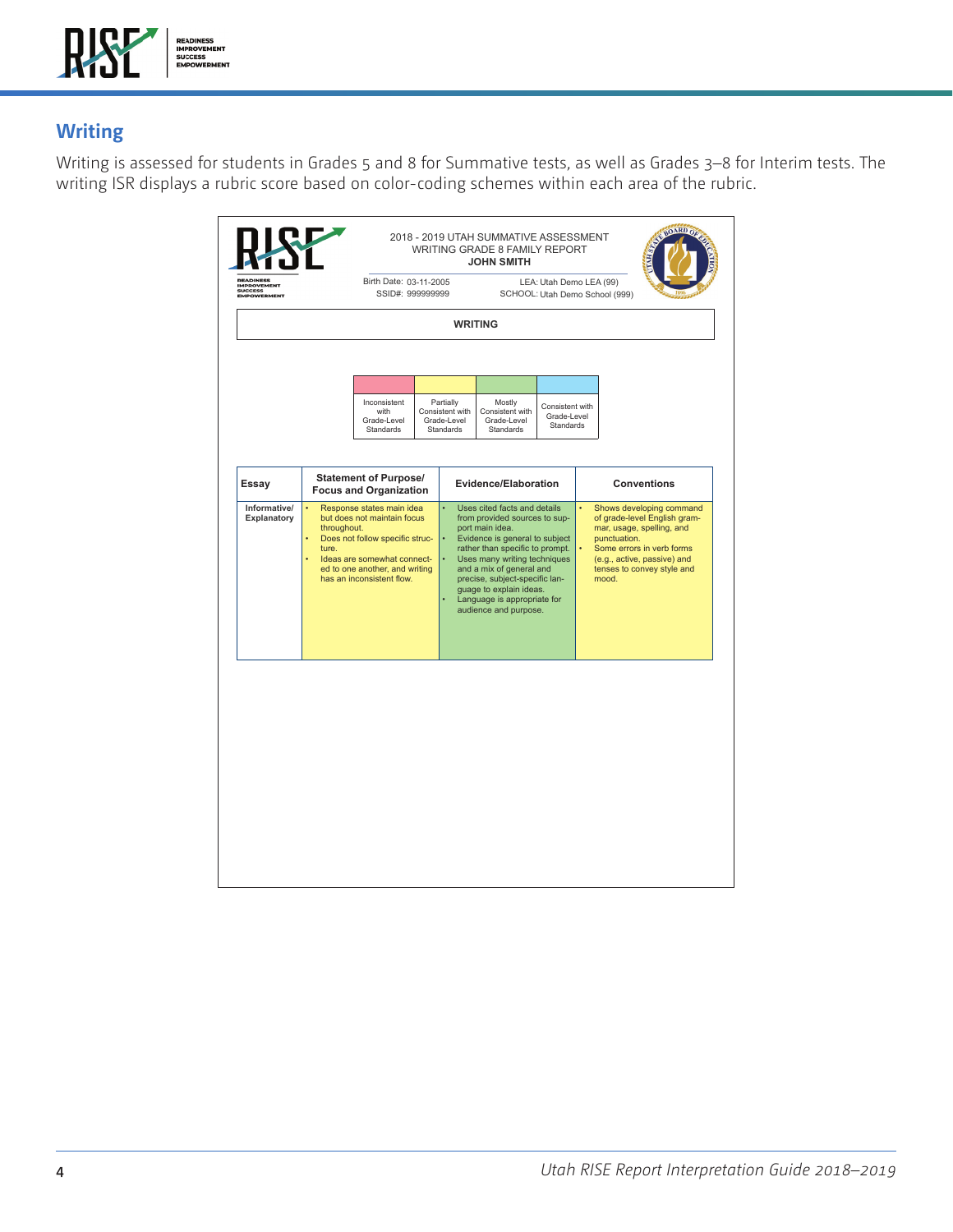## Writing

Writing is assessed for students in Grades 5 and 8 for Summative tests, as well as Grades 3–8 for Interim tests. The writing ISR displays a rubric score based on color-coding schemes within each area of the rubric.

2018 - 2019 UTAH SUMMATIVE ASSESSMENT
WRITING GRADE 8 FAMILY REPORT
**JOHN SMITH**

Birth Date: 03-11-2005
SSID#: 999999999

LEA: Utah Demo LEA (99)
SCHOOL: Utah Demo School (999)

**WRITING**

| Inconsistent with Grade-Level Standards | Partially Consistent with Grade-Level Standards | Mostly Consistent with Grade-Level Standards | Consistent with Grade-Level Standards |
|---|---|---|---|

| Essay | Statement of Purpose/ Focus and Organization | Evidence/Elaboration | Conventions |
|---|---|---|---|
| Informative/ Explanatory | • Response states main idea but does not maintain focus throughout. • Does not follow specific structure. • Ideas are somewhat connected to one another, and writing has an inconsistent flow. | • Uses cited facts and details from provided sources to support main idea. • Evidence is general to subject rather than specific to prompt. • Uses many writing techniques and a mix of general and precise, subject-specific language to explain ideas. • Language is appropriate for audience and purpose. | • Shows developing command of grade-level English grammar, usage, spelling, and punctuation. • Some errors in verb forms (e.g., active, passive) and tenses to convey style and mood. |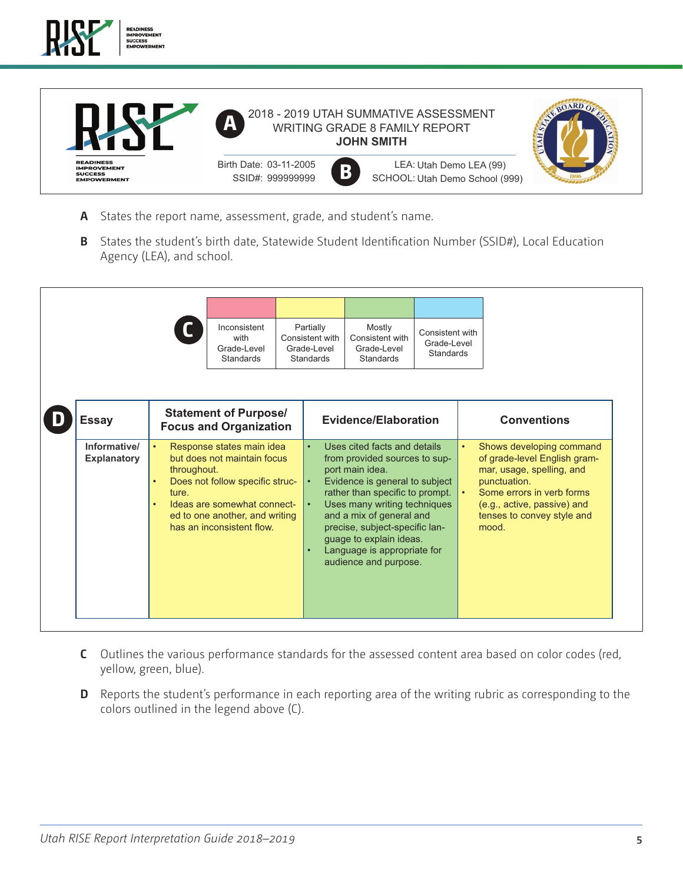**A** 2018 - 2019 UTAH SUMMATIVE ASSESSMENT
WRITING GRADE 8 FAMILY REPORT
**JOHN SMITH**

Birth Date: 03-11-2005
SSID#: 999999999

**B** LEA: Utah Demo LEA (99)
SCHOOL: Utah Demo School (999)

**A** States the report name, assessment, grade, and student's name.

**B** States the student's birth date, Statewide Student Identification Number (SSID#), Local Education Agency (LEA), and school.

**C**

| Inconsistent with Grade-Level Standards | Partially Consistent with Grade-Level Standards | Mostly Consistent with Grade-Level Standards | Consistent with Grade-Level Standards |
|---|---|---|---|

**D**

| Essay | Statement of Purpose/ Focus and Organization | Evidence/Elaboration | Conventions |
|---|---|---|---|
| Informative/ Explanatory | • Response states main idea but does not maintain focus throughout.<br>• Does not follow specific structure.<br>• Ideas are somewhat connected to one another, and writing has an inconsistent flow. | • Uses cited facts and details from provided sources to support main idea.<br>• Evidence is general to subject rather than specific to prompt.<br>• Uses many writing techniques and a mix of general and precise, subject-specific language to explain ideas.<br>• Language is appropriate for audience and purpose. | • Shows developing command of grade-level English grammar, usage, spelling, and punctuation.<br>• Some errors in verb forms (e.g., active, passive) and tenses to convey style and mood. |

**C** Outlines the various performance standards for the assessed content area based on color codes (red, yellow, green, blue).

**D** Reports the student's performance in each reporting area of the writing rubric as corresponding to the colors outlined in the legend above (C).